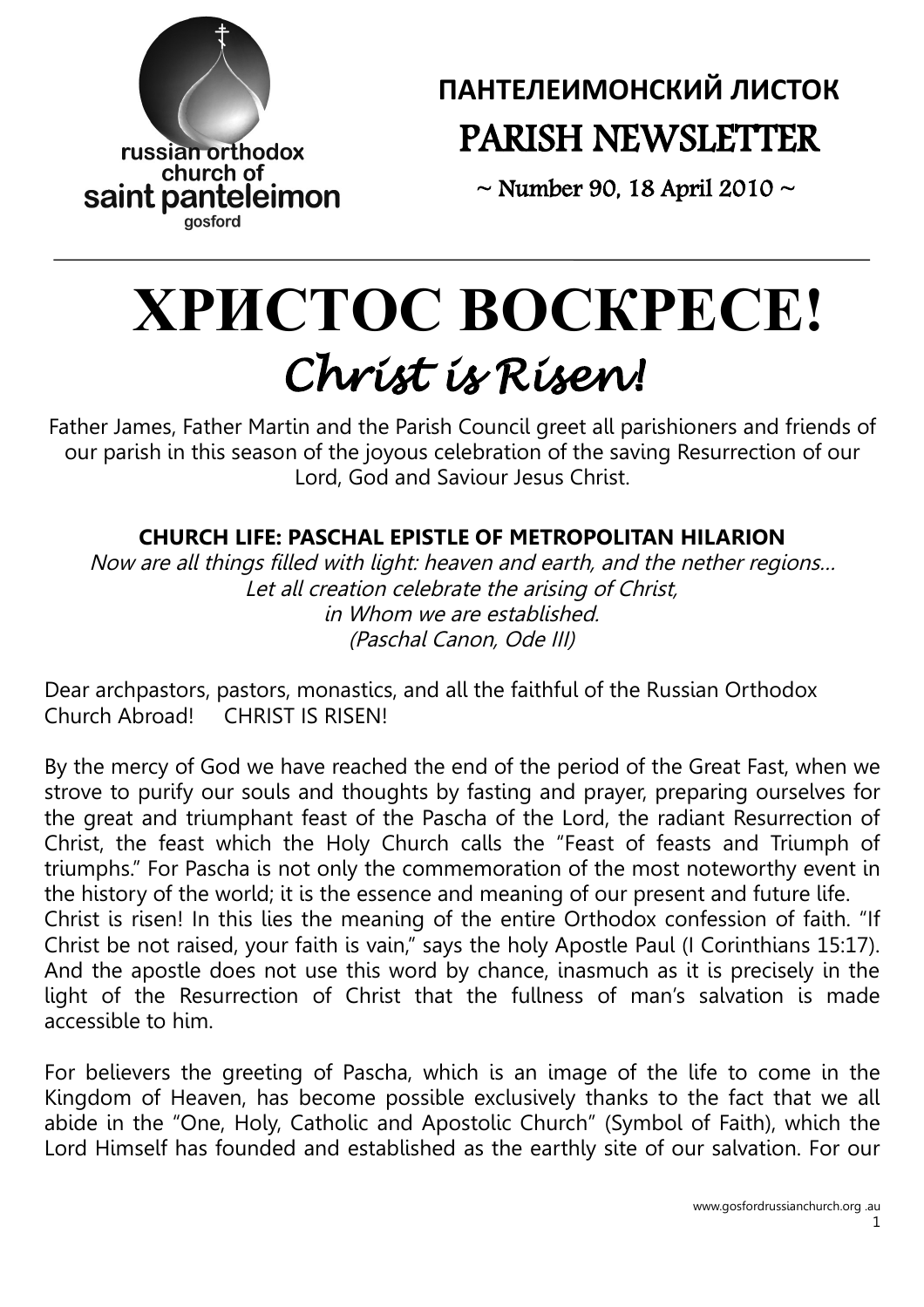russian orthodox church of saint panteleimon gosford

# ПАНТЕЛЕИМОНСКИЙ ЛИСТОК
# PARISH NEWSLETTER

~ Number 90, 18 April 2010 ~

# ХРИСТОС ВОСКРЕСЕ!
# *Christ is Risen!*

Father James, Father Martin and the Parish Council greet all parishioners and friends of our parish in this season of the joyous celebration of the saving Resurrection of our Lord, God and Saviour Jesus Christ.

## CHURCH LIFE: PASCHAL EPISTLE OF METROPOLITAN HILARION

*Now are all things filled with light: heaven and earth, and the nether regions...*
*Let all creation celebrate the arising of Christ,*
*in Whom we are established.*
*(Paschal Canon, Ode III)*

Dear archpastors, pastors, monastics, and all the faithful of the Russian Orthodox Church Abroad! CHRIST IS RISEN!

By the mercy of God we have reached the end of the period of the Great Fast, when we strove to purify our souls and thoughts by fasting and prayer, preparing ourselves for the great and triumphant feast of the Pascha of the Lord, the radiant Resurrection of Christ, the feast which the Holy Church calls the "Feast of feasts and Triumph of triumphs." For Pascha is not only the commemoration of the most noteworthy event in the history of the world; it is the essence and meaning of our present and future life.
Christ is risen! In this lies the meaning of the entire Orthodox confession of faith. "If Christ be not raised, your faith is vain," says the holy Apostle Paul (I Corinthians 15:17). And the apostle does not use this word by chance, inasmuch as it is precisely in the light of the Resurrection of Christ that the fullness of man's salvation is made accessible to him.

For believers the greeting of Pascha, which is an image of the life to come in the Kingdom of Heaven, has become possible exclusively thanks to the fact that we all abide in the "One, Holy, Catholic and Apostolic Church" (Symbol of Faith), which the Lord Himself has founded and established as the earthly site of our salvation. For our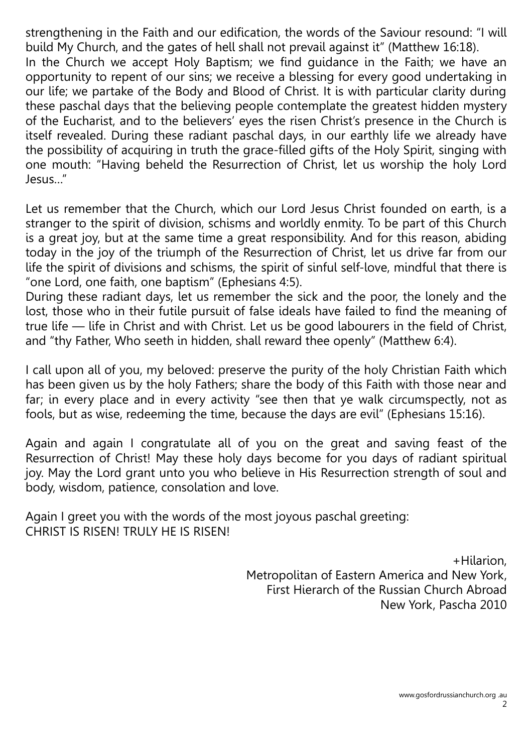strengthening in the Faith and our edification, the words of the Saviour resound: "I will build My Church, and the gates of hell shall not prevail against it" (Matthew 16:18).
In the Church we accept Holy Baptism; we find guidance in the Faith; we have an opportunity to repent of our sins; we receive a blessing for every good undertaking in our life; we partake of the Body and Blood of Christ. It is with particular clarity during these paschal days that the believing people contemplate the greatest hidden mystery of the Eucharist, and to the believers' eyes the risen Christ's presence in the Church is itself revealed. During these radiant paschal days, in our earthly life we already have the possibility of acquiring in truth the grace-filled gifts of the Holy Spirit, singing with one mouth: "Having beheld the Resurrection of Christ, let us worship the holy Lord Jesus..."

Let us remember that the Church, which our Lord Jesus Christ founded on earth, is a stranger to the spirit of division, schisms and worldly enmity. To be part of this Church is a great joy, but at the same time a great responsibility. And for this reason, abiding today in the joy of the triumph of the Resurrection of Christ, let us drive far from our life the spirit of divisions and schisms, the spirit of sinful self-love, mindful that there is "one Lord, one faith, one baptism" (Ephesians 4:5).
During these radiant days, let us remember the sick and the poor, the lonely and the lost, those who in their futile pursuit of false ideals have failed to find the meaning of true life — life in Christ and with Christ. Let us be good labourers in the field of Christ, and "thy Father, Who seeth in hidden, shall reward thee openly" (Matthew 6:4).

I call upon all of you, my beloved: preserve the purity of the holy Christian Faith which has been given us by the holy Fathers; share the body of this Faith with those near and far; in every place and in every activity "see then that ye walk circumspectly, not as fools, but as wise, redeeming the time, because the days are evil" (Ephesians 15:16).

Again and again I congratulate all of you on the great and saving feast of the Resurrection of Christ! May these holy days become for you days of radiant spiritual joy. May the Lord grant unto you who believe in His Resurrection strength of soul and body, wisdom, patience, consolation and love.

Again I greet you with the words of the most joyous paschal greeting:
CHRIST IS RISEN! TRULY HE IS RISEN!

+Hilarion,
Metropolitan of Eastern America and New York,
First Hierarch of the Russian Church Abroad
New York, Pascha 2010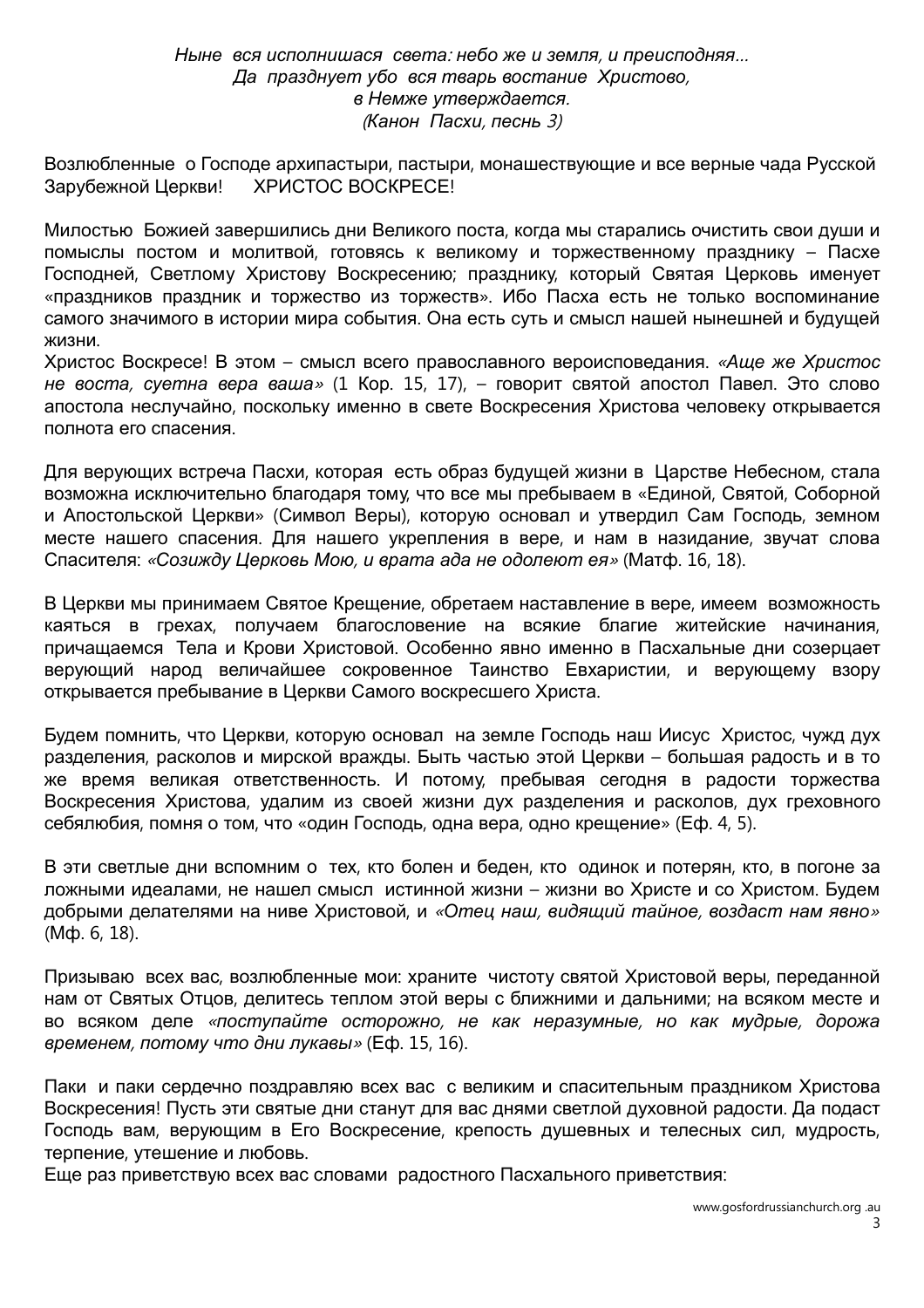*Ныне вся исполнишася света: небо же и земля, и преисподняя...*
*Да празднует убо вся тварь востание Христово,*
*в Немже утверждается.*
*(Канон Пасхи, песнь 3)*

Возлюбленные о Господе архипастыри, пастыри, монашествующие и все верные чада Русской Зарубежной Церкви! ХРИСТОС ВОСКРЕСЕ!

Милостью Божией завершились дни Великого поста, когда мы старались очистить свои души и помыслы постом и молитвой, готовясь к великому и торжественному празднику – Пасхе Господней, Светлому Христову Воскресению; празднику, который Святая Церковь именует «праздников праздник и торжество из торжеств». Ибо Пасха есть не только воспоминание самого значимого в истории мира события. Она есть суть и смысл нашей нынешней и будущей жизни.

Христос Воскресе! В этом – смысл всего православного вероисповедания. *«Аще же Христос не воста, суетна вера ваша»* (1 Кор. 15, 17), – говорит святой апостол Павел. Это слово апостола неслучайно, поскольку именно в свете Воскресения Христова человеку открывается полнота его спасения.

Для верующих встреча Пасхи, которая есть образ будущей жизни в Царстве Небесном, стала возможна исключительно благодаря тому, что все мы пребываем в «Единой, Святой, Соборной и Апостольской Церкви» (Символ Веры), которую основал и утвердил Сам Господь, земном месте нашего спасения. Для нашего укрепления в вере, и нам в назидание, звучат слова Спасителя: *«Созижду Церковь Мою, и врата ада не одолеют ея»* (Матф. 16, 18).

В Церкви мы принимаем Святое Крещение, обретаем наставление в вере, имеем возможность каяться в грехах, получаем благословение на всякие благие житейские начинания, причащаемся Тела и Крови Христовой. Особенно явно именно в Пасхальные дни созерцает верующий народ величайшее сокровенное Таинство Евхаристии, и верующему взору открывается пребывание в Церкви Самого воскресшего Христа.

Будем помнить, что Церкви, которую основал на земле Господь наш Иисус Христос, чужд дух разделения, расколов и мирской вражды. Быть частью этой Церкви – большая радость и в то же время великая ответственность. И потому, пребывая сегодня в радости торжества Воскресения Христова, удалим из своей жизни дух разделения и расколов, дух греховного себялюбия, помня о том, что «один Господь, одна вера, одно крещение» (Еф. 4, 5).

В эти светлые дни вспомним о тех, кто болен и беден, кто одинок и потерян, кто, в погоне за ложными идеалами, не нашел смысл истинной жизни – жизни во Христе и со Христом. Будем добрыми делателями на ниве Христовой, и *«Отец наш, видящий тайное, воздаст нам явно»* (Мф. 6, 18).

Призываю всех вас, возлюбленные мои: храните чистоту святой Христовой веры, переданной нам от Святых Отцов, делитесь теплом этой веры с ближними и дальними; на всяком месте и во всяком деле *«поступайте осторожно, не как неразумные, но как мудрые, дорожа временем, потому что дни лукавы»* (Еф. 15, 16).

Паки и паки сердечно поздравляю всех вас с великим и спасительным праздником Христова Воскресения! Пусть эти святые дни станут для вас днями светлой духовной радости. Да подаст Господь вам, верующим в Его Воскресение, крепость душевных и телесных сил, мудрость, терпение, утешение и любовь.

Еще раз приветствую всех вас словами радостного Пасхального приветствия: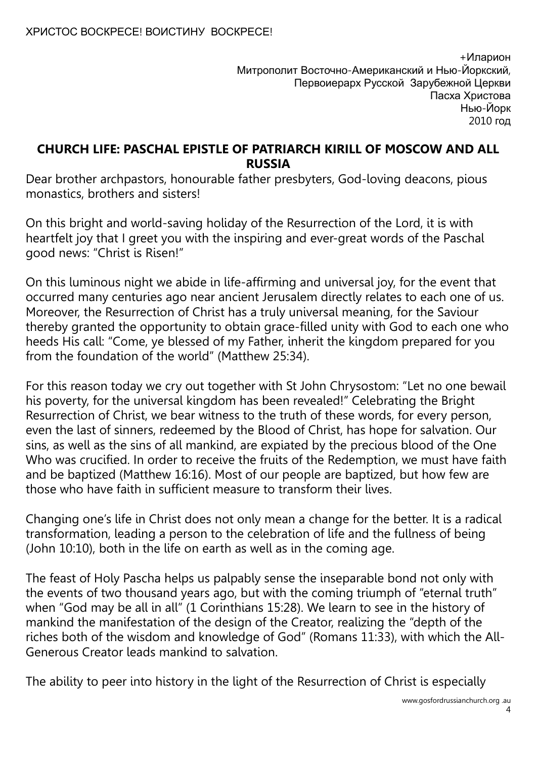ХРИСТОС ВОСКРЕСЕ! ВОИСТИНУ ВОСКРЕСЕ!

+Иларион
Митрополит Восточно-Американский и Нью-Йоркский,
Первоиерарх Русской Зарубежной Церкви
Пасха Христова
Нью-Йорк
2010 год

## CHURCH LIFE: PASCHAL EPISTLE OF PATRIARCH KIRILL OF MOSCOW AND ALL RUSSIA

Dear brother archpastors, honourable father presbyters, God-loving deacons, pious monastics, brothers and sisters!

On this bright and world-saving holiday of the Resurrection of the Lord, it is with heartfelt joy that I greet you with the inspiring and ever-great words of the Paschal good news: "Christ is Risen!"

On this luminous night we abide in life-affirming and universal joy, for the event that occurred many centuries ago near ancient Jerusalem directly relates to each one of us. Moreover, the Resurrection of Christ has a truly universal meaning, for the Saviour thereby granted the opportunity to obtain grace-filled unity with God to each one who heeds His call: "Come, ye blessed of my Father, inherit the kingdom prepared for you from the foundation of the world" (Matthew 25:34).

For this reason today we cry out together with St John Chrysostom: "Let no one bewail his poverty, for the universal kingdom has been revealed!" Celebrating the Bright Resurrection of Christ, we bear witness to the truth of these words, for every person, even the last of sinners, redeemed by the Blood of Christ, has hope for salvation. Our sins, as well as the sins of all mankind, are expiated by the precious blood of the One Who was crucified. In order to receive the fruits of the Redemption, we must have faith and be baptized (Matthew 16:16). Most of our people are baptized, but how few are those who have faith in sufficient measure to transform their lives.

Changing one's life in Christ does not only mean a change for the better. It is a radical transformation, leading a person to the celebration of life and the fullness of being (John 10:10), both in the life on earth as well as in the coming age.

The feast of Holy Pascha helps us palpably sense the inseparable bond not only with the events of two thousand years ago, but with the coming triumph of "eternal truth" when "God may be all in all" (1 Corinthians 15:28). We learn to see in the history of mankind the manifestation of the design of the Creator, realizing the "depth of the riches both of the wisdom and knowledge of God" (Romans 11:33), with which the All-Generous Creator leads mankind to salvation.

The ability to peer into history in the light of the Resurrection of Christ is especially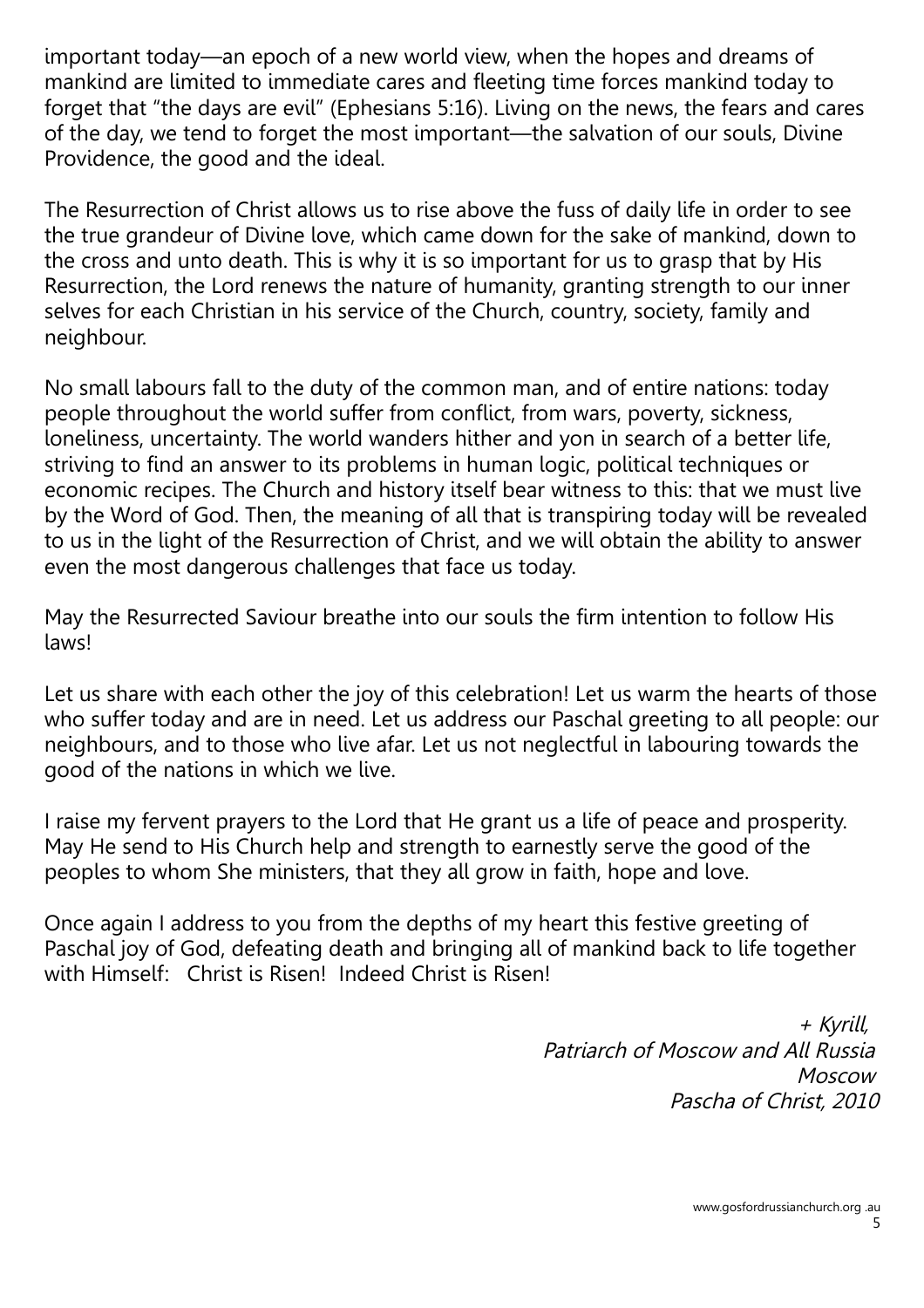important today—an epoch of a new world view, when the hopes and dreams of mankind are limited to immediate cares and fleeting time forces mankind today to forget that "the days are evil" (Ephesians 5:16). Living on the news, the fears and cares of the day, we tend to forget the most important—the salvation of our souls, Divine Providence, the good and the ideal.

The Resurrection of Christ allows us to rise above the fuss of daily life in order to see the true grandeur of Divine love, which came down for the sake of mankind, down to the cross and unto death. This is why it is so important for us to grasp that by His Resurrection, the Lord renews the nature of humanity, granting strength to our inner selves for each Christian in his service of the Church, country, society, family and neighbour.

No small labours fall to the duty of the common man, and of entire nations: today people throughout the world suffer from conflict, from wars, poverty, sickness, loneliness, uncertainty. The world wanders hither and yon in search of a better life, striving to find an answer to its problems in human logic, political techniques or economic recipes. The Church and history itself bear witness to this: that we must live by the Word of God. Then, the meaning of all that is transpiring today will be revealed to us in the light of the Resurrection of Christ, and we will obtain the ability to answer even the most dangerous challenges that face us today.

May the Resurrected Saviour breathe into our souls the firm intention to follow His laws!

Let us share with each other the joy of this celebration! Let us warm the hearts of those who suffer today and are in need. Let us address our Paschal greeting to all people: our neighbours, and to those who live afar. Let us not neglectful in labouring towards the good of the nations in which we live.

I raise my fervent prayers to the Lord that He grant us a life of peace and prosperity. May He send to His Church help and strength to earnestly serve the good of the peoples to whom She ministers, that they all grow in faith, hope and love.

Once again I address to you from the depths of my heart this festive greeting of Paschal joy of God, defeating death and bringing all of mankind back to life together with Himself: Christ is Risen! Indeed Christ is Risen!

*+ Kyrill,*
*Patriarch of Moscow and All Russia*
*Moscow*
*Pascha of Christ, 2010*

www.gosfordrussianchurch.org .au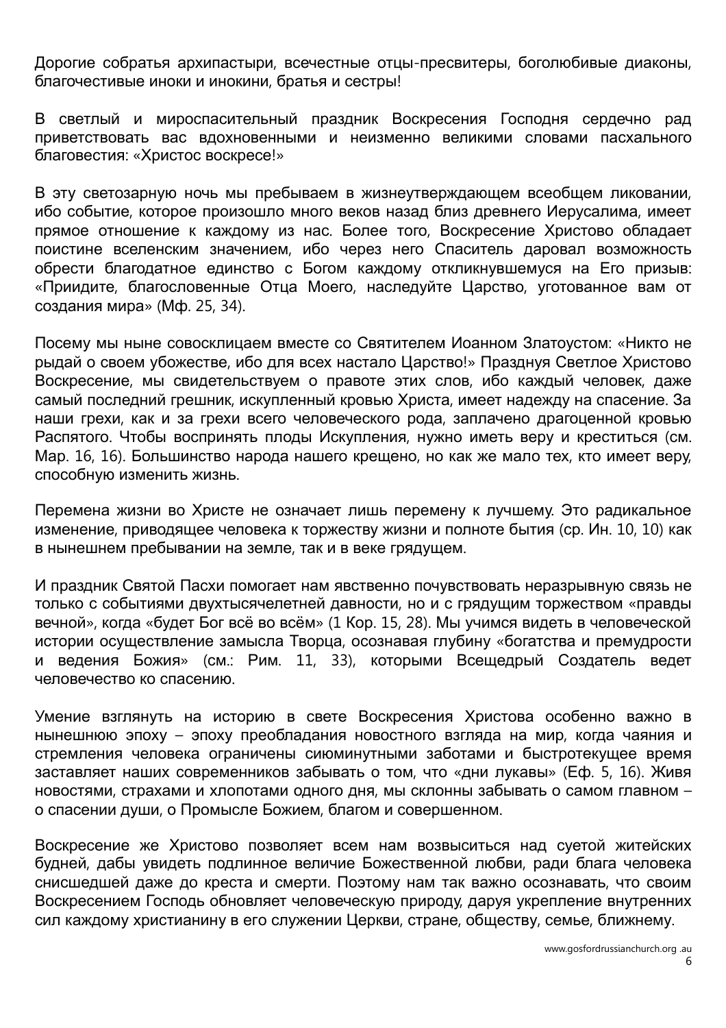Дорогие собратья архипастыри, всечестные отцы-пресвитеры, боголюбивые диаконы, благочестивые иноки и инокини, братья и сестры!

В светлый и мироспасительный праздник Воскресения Господня сердечно рад приветствовать вас вдохновенными и неизменно великими словами пасхального благовестия: «Христос воскресе!»

В эту светозарную ночь мы пребываем в жизнеутверждающем всеобщем ликовании, ибо событие, которое произошло много веков назад близ древнего Иерусалима, имеет прямое отношение к каждому из нас. Более того, Воскресение Христово обладает поистине вселенским значением, ибо через него Спаситель даровал возможность обрести благодатное единство с Богом каждому откликнувшемуся на Его призыв: «Приидите, благословенные Отца Моего, наследуйте Царство, уготованное вам от создания мира» (Мф. 25, 34).

Посему мы ныне совосклицаем вместе со Святителем Иоанном Златоустом: «Никто не рыдай о своем убожестве, ибо для всех настало Царство!» Празднуя Светлое Христово Воскресение, мы свидетельствуем о правоте этих слов, ибо каждый человек, даже самый последний грешник, искупленный кровью Христа, имеет надежду на спасение. За наши грехи, как и за грехи всего человеческого рода, заплачено драгоценной кровью Распятого. Чтобы воспринять плоды Искупления, нужно иметь веру и креститься (см. Мар. 16, 16). Большинство народа нашего крещено, но как же мало тех, кто имеет веру, способную изменить жизнь.

Перемена жизни во Христе не означает лишь перемену к лучшему. Это радикальное изменение, приводящее человека к торжеству жизни и полноте бытия (ср. Ин. 10, 10) как в нынешнем пребывании на земле, так и в веке грядущем.

И праздник Святой Пасхи помогает нам явственно почувствовать неразрывную связь не только с событиями двухтысячелетней давности, но и с грядущим торжеством «правды вечной», когда «будет Бог всё во всём» (1 Кор. 15, 28). Мы учимся видеть в человеческой истории осуществление замысла Творца, осознавая глубину «богатства и премудрости и ведения Божия» (см.: Рим. 11, 33), которыми Всещедрый Создатель ведет человечество ко спасению.

Умение взглянуть на историю в свете Воскресения Христова особенно важно в нынешнюю эпоху – эпоху преобладания новостного взгляда на мир, когда чаяния и стремления человека ограничены сиюминутными заботами и быстротекущее время заставляет наших современников забывать о том, что «дни лукавы» (Еф. 5, 16). Живя новостями, страхами и хлопотами одного дня, мы склонны забывать о самом главном – о спасении души, о Промысле Божием, благом и совершенном.

Воскресение же Христово позволяет всем нам возвыситься над суетой житейских будней, дабы увидеть подлинное величие Божественной любви, ради блага человека снисшедшей даже до креста и смерти. Поэтому нам так важно осознавать, что своим Воскресением Господь обновляет человеческую природу, даруя укрепление внутренних сил каждому христианину в его служении Церкви, стране, обществу, семье, ближнему.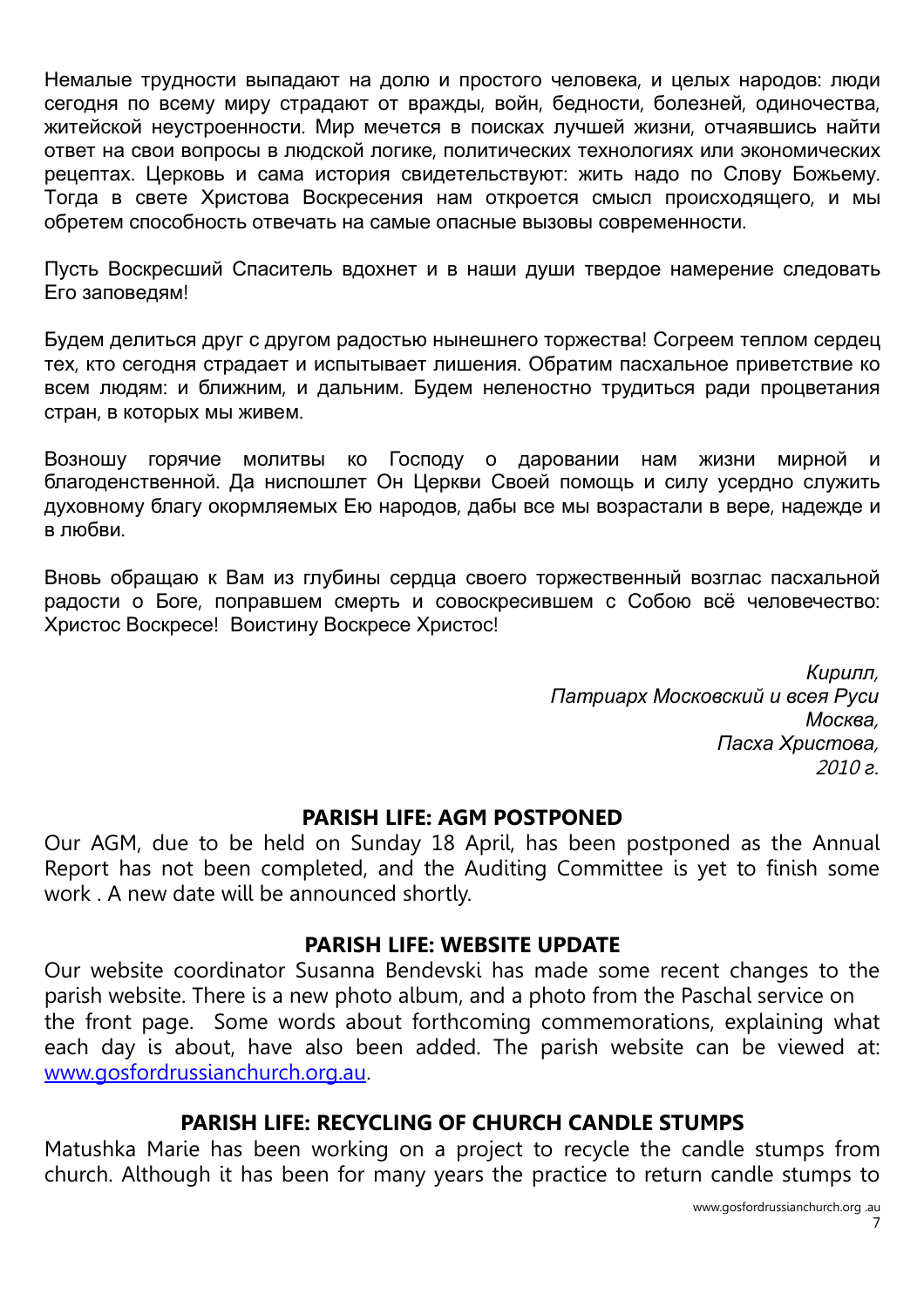Немалые трудности выпадают на долю и простого человека, и целых народов: люди сегодня по всему миру страдают от вражды, войн, бедности, болезней, одиночества, житейской неустроенности. Мир мечется в поисках лучшей жизни, отчаявшись найти ответ на свои вопросы в людской логике, политических технологиях или экономических рецептах. Церковь и сама история свидетельствуют: жить надо по Слову Божьему. Тогда в свете Христова Воскресения нам откроется смысл происходящего, и мы обретем способность отвечать на самые опасные вызовы современности.

Пусть Воскресший Спаситель вдохнет и в наши души твердое намерение следовать Его заповедям!

Будем делиться друг с другом радостью нынешнего торжества! Согреем теплом сердец тех, кто сегодня страдает и испытывает лишения. Обратим пасхальное приветствие ко всем людям: и ближним, и дальним. Будем неленостно трудиться ради процветания стран, в которых мы живем.

Возношу горячие молитвы ко Господу о даровании нам жизни мирной и благоденственной. Да ниспошлет Он Церкви Своей помощь и силу усердно служить духовному благу окормляемых Ею народов, дабы все мы возрастали в вере, надежде и в любви.

Вновь обращаю к Вам из глубины сердца своего торжественный возглас пасхальной радости о Боге, поправшем смерть и совоскресившем с Собою всё человечество: Христос Воскресе! Воистину Воскресе Христос!

*Кирилл,*
*Патриарх Московский и всея Руси*
*Москва,*
*Пасха Христова,*
*2010 г.*

## PARISH LIFE: AGM POSTPONED

Our AGM, due to be held on Sunday 18 April, has been postponed as the Annual Report has not been completed, and the Auditing Committee is yet to finish some work . A new date will be announced shortly.

## PARISH LIFE: WEBSITE UPDATE

Our website coordinator Susanna Bendevski has made some recent changes to the parish website. There is a new photo album, and a photo from the Paschal service on the front page. Some words about forthcoming commemorations, explaining what each day is about, have also been added. The parish website can be viewed at: [www.gosfordrussianchurch.org.au](http://www.gosfordrussianchurch.org.au).

## PARISH LIFE: RECYCLING OF CHURCH CANDLE STUMPS

Matushka Marie has been working on a project to recycle the candle stumps from church. Although it has been for many years the practice to return candle stumps to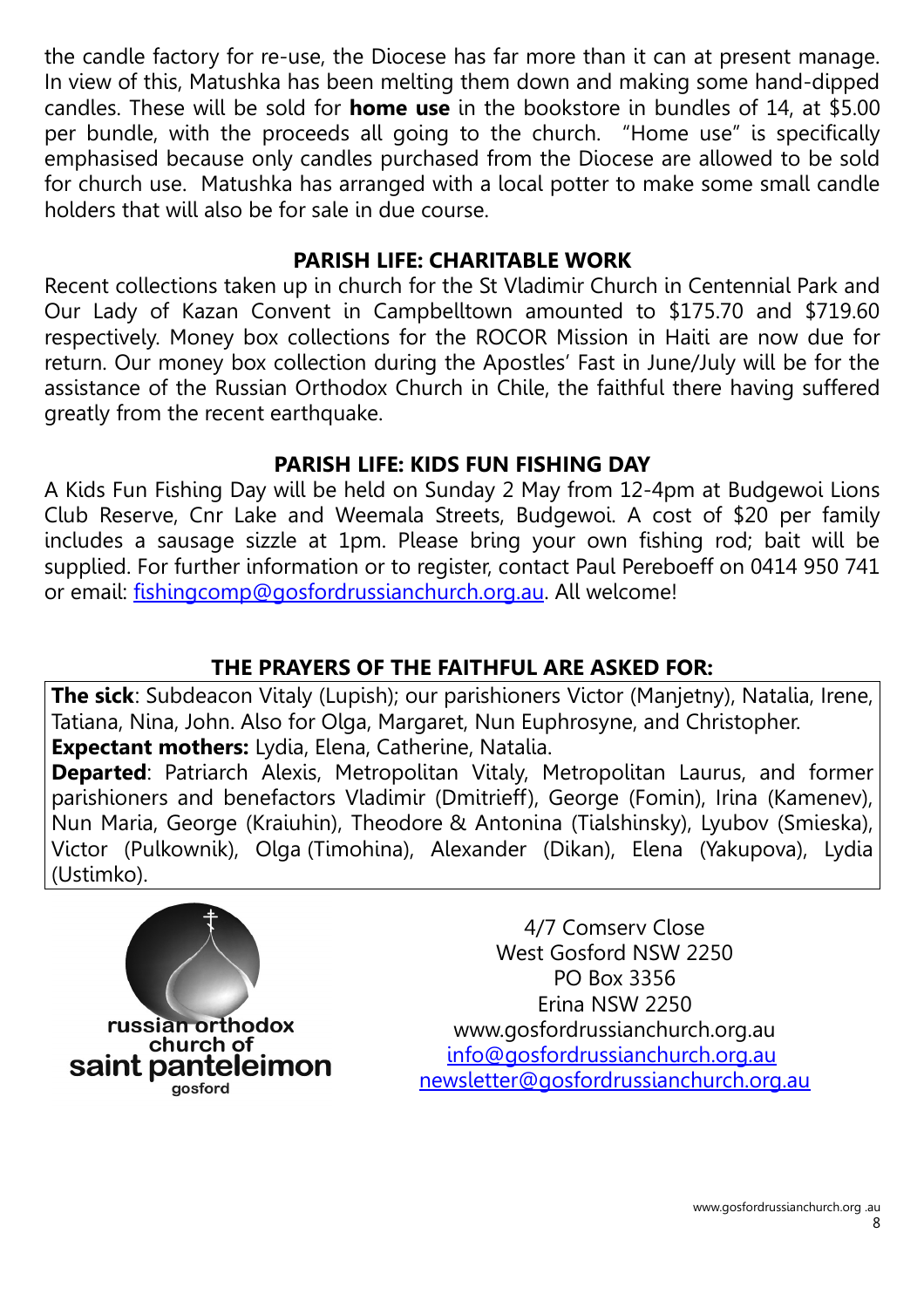the candle factory for re-use, the Diocese has far more than it can at present manage. In view of this, Matushka has been melting them down and making some hand-dipped candles. These will be sold for **home use** in the bookstore in bundles of 14, at $5.00 per bundle, with the proceeds all going to the church. "Home use" is specifically emphasised because only candles purchased from the Diocese are allowed to be sold for church use. Matushka has arranged with a local potter to make some small candle holders that will also be for sale in due course.

## PARISH LIFE: CHARITABLE WORK

Recent collections taken up in church for the St Vladimir Church in Centennial Park and Our Lady of Kazan Convent in Campbelltown amounted to $175.70 and $719.60 respectively. Money box collections for the ROCOR Mission in Haiti are now due for return. Our money box collection during the Apostles' Fast in June/July will be for the assistance of the Russian Orthodox Church in Chile, the faithful there having suffered greatly from the recent earthquake.

## PARISH LIFE: KIDS FUN FISHING DAY

A Kids Fun Fishing Day will be held on Sunday 2 May from 12-4pm at Budgewoi Lions Club Reserve, Cnr Lake and Weemala Streets, Budgewoi. A cost of $20 per family includes a sausage sizzle at 1pm. Please bring your own fishing rod; bait will be supplied. For further information or to register, contact Paul Pereboeff on 0414 950 741 or email: fishingcomp@gosfordrussianchurch.org.au. All welcome!

## THE PRAYERS OF THE FAITHFUL ARE ASKED FOR:

**The sick**: Subdeacon Vitaly (Lupish); our parishioners Victor (Manjetny), Natalia, Irene, Tatiana, Nina, John. Also for Olga, Margaret, Nun Euphrosyne, and Christopher.
**Expectant mothers:** Lydia, Elena, Catherine, Natalia.
**Departed**: Patriarch Alexis, Metropolitan Vitaly, Metropolitan Laurus, and former parishioners and benefactors Vladimir (Dmitrieff), George (Fomin), Irina (Kamenev), Nun Maria, George (Kraiuhin), Theodore & Antonina (Tialshinsky), Lyubov (Smieska), Victor (Pulkownik), Olga (Timohina), Alexander (Dikan), Elena (Yakupova), Lydia (Ustimko).

russian orthodox church of saint panteleimon gosford

4/7 Comserv Close
West Gosford NSW 2250
PO Box 3356
Erina NSW 2250
www.gosfordrussianchurch.org.au
info@gosfordrussianchurch.org.au
newsletter@gosfordrussianchurch.org.au